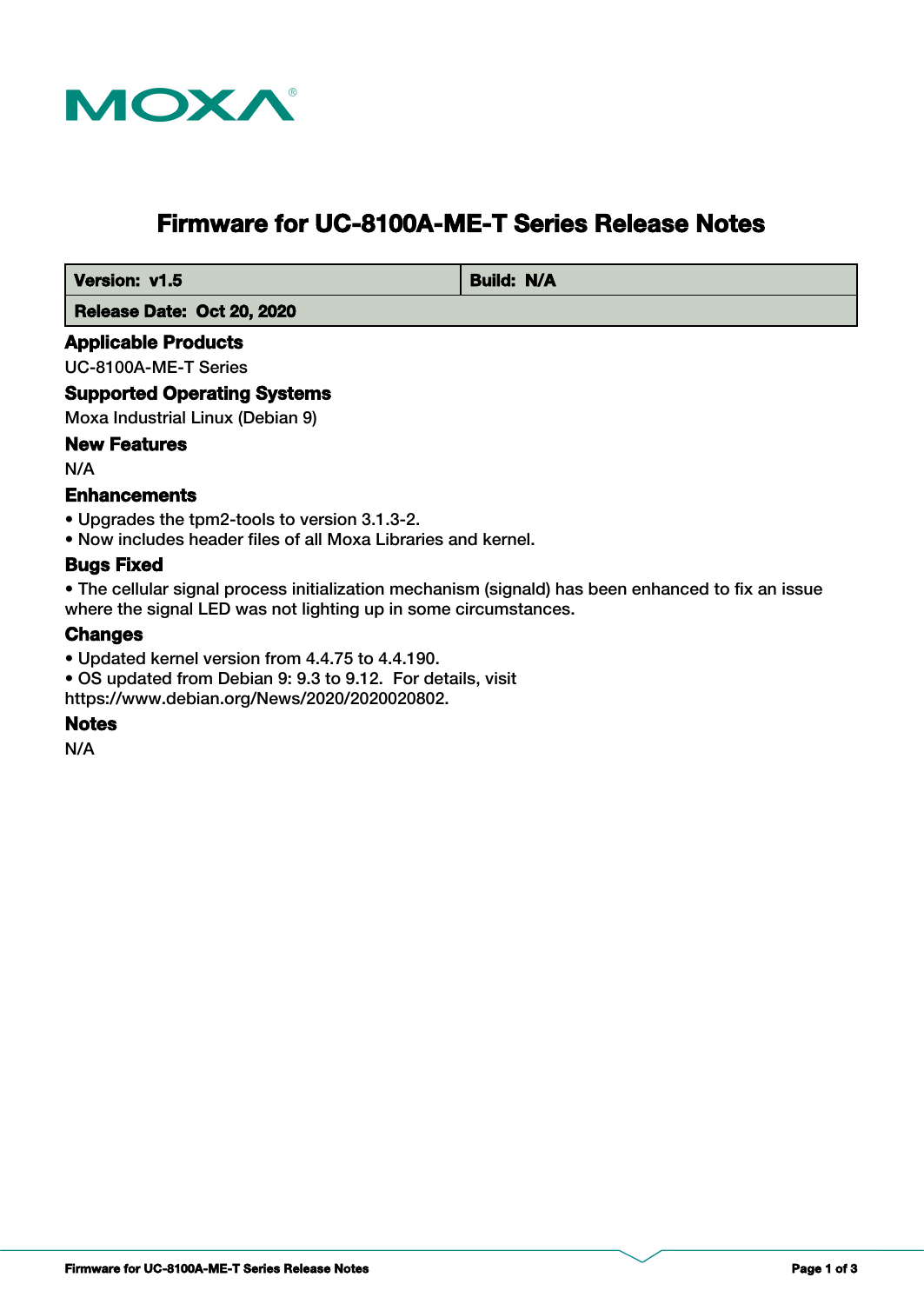MOXA

# Firmware for UC-8100A-ME-T Series Release Notes

| Version: v1.5 | Build: N/A |
| --- | --- |
| Release Date: Oct 20, 2020 | |

### Applicable Products

UC-8100A-ME-T Series

### Supported Operating Systems

Moxa Industrial Linux (Debian 9)

### New Features

N/A

### Enhancements

- Upgrades the tpm2-tools to version 3.1.3-2.
- Now includes header files of all Moxa Libraries and kernel.

### Bugs Fixed

- The cellular signal process initialization mechanism (signald) has been enhanced to fix an issue where the signal LED was not lighting up in some circumstances.

### Changes

- Updated kernel version from 4.4.75 to 4.4.190.
- OS updated from Debian 9: 9.3 to 9.12. For details, visit https://www.debian.org/News/2020/2020020802.

### Notes

N/A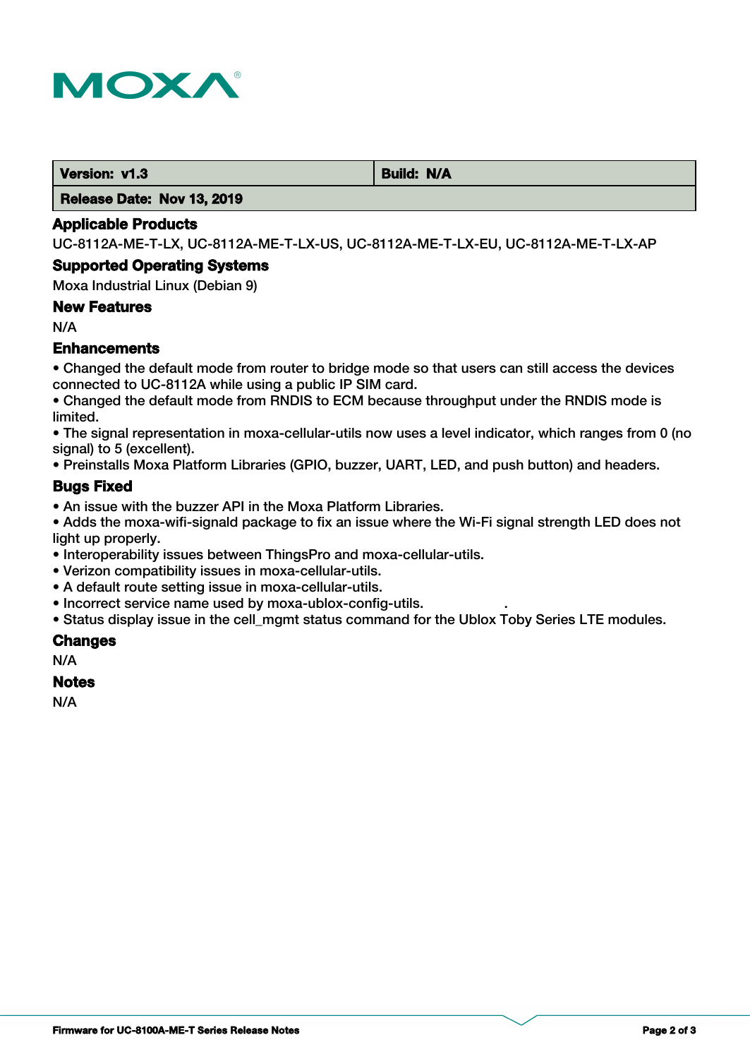| Version: v1.3 | Build: N/A |
| --- | --- |
| Release Date: Nov 13, 2019 | |

## Applicable Products

UC-8112A-ME-T-LX, UC-8112A-ME-T-LX-US, UC-8112A-ME-T-LX-EU, UC-8112A-ME-T-LX-AP

## Supported Operating Systems

Moxa Industrial Linux (Debian 9)

## New Features

N/A

## Enhancements

- Changed the default mode from router to bridge mode so that users can still access the devices connected to UC-8112A while using a public IP SIM card.
- Changed the default mode from RNDIS to ECM because throughput under the RNDIS mode is limited.
- The signal representation in moxa-cellular-utils now uses a level indicator, which ranges from 0 (no signal) to 5 (excellent).
- Preinstalls Moxa Platform Libraries (GPIO, buzzer, UART, LED, and push button) and headers.

## Bugs Fixed

- An issue with the buzzer API in the Moxa Platform Libraries.
- Adds the moxa-wifi-signald package to fix an issue where the Wi-Fi signal strength LED does not light up properly.
- Interoperability issues between ThingsPro and moxa-cellular-utils.
- Verizon compatibility issues in moxa-cellular-utils.
- A default route setting issue in moxa-cellular-utils.
- Incorrect service name used by moxa-ublox-config-utils.
- Status display issue in the cell_mgmt status command for the Ublox Toby Series LTE modules.

## Changes

N/A

## Notes

N/A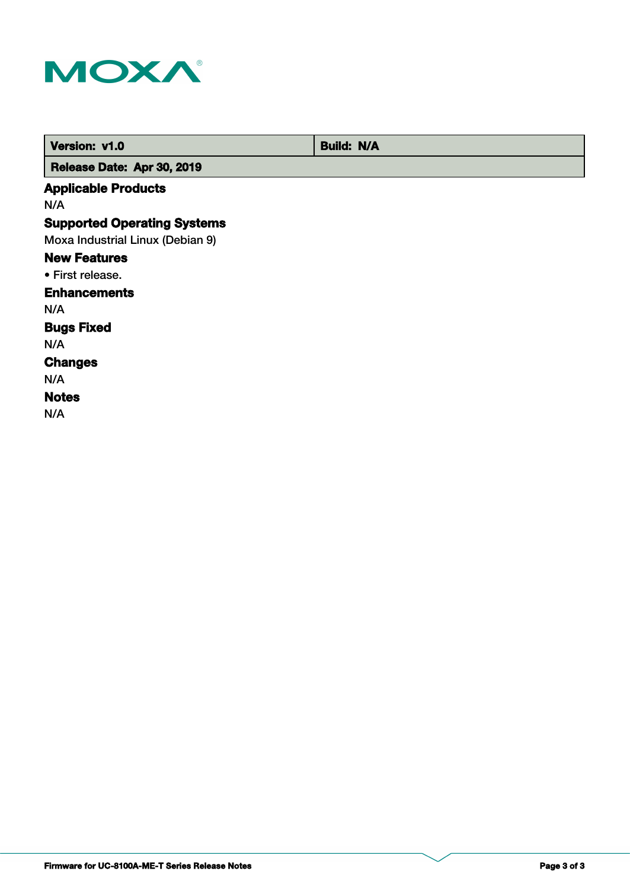| Version: v1.0 | Build: N/A |
| --- | --- |
| Release Date: Apr 30, 2019 | |

## Applicable Products

N/A

## Supported Operating Systems

Moxa Industrial Linux (Debian 9)

## New Features

- First release.

## Enhancements

N/A

## Bugs Fixed

N/A

## Changes

N/A

## Notes

N/A